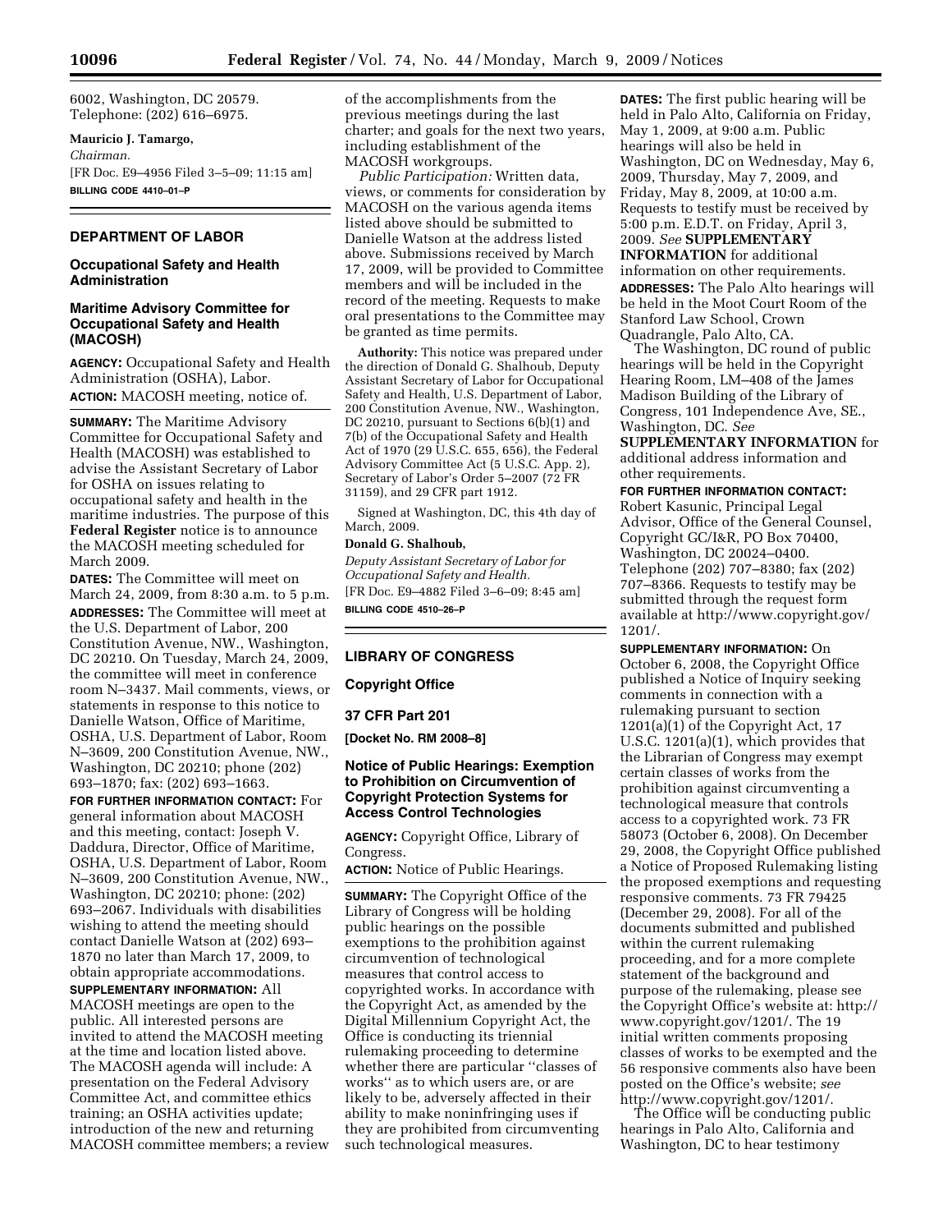6002, Washington, DC 20579. Telephone: (202) 616–6975.

**Mauricio J. Tamargo,**

*Chairman.*

[FR Doc. E9–4956 Filed 3–5–09; 11:15 am]

**BILLING CODE 4410–01–P**

## DEPARTMENT OF LABOR

### Occupational Safety and Health Administration

### Maritime Advisory Committee for Occupational Safety and Health (MACOSH)

**AGENCY:** Occupational Safety and Health Administration (OSHA), Labor.

**ACTION:** MACOSH meeting, notice of.

**SUMMARY:** The Maritime Advisory Committee for Occupational Safety and Health (MACOSH) was established to advise the Assistant Secretary of Labor for OSHA on issues relating to occupational safety and health in the maritime industries. The purpose of this **Federal Register** notice is to announce the MACOSH meeting scheduled for March 2009.

**DATES:** The Committee will meet on March 24, 2009, from 8:30 a.m. to 5 p.m.

**ADDRESSES:** The Committee will meet at the U.S. Department of Labor, 200 Constitution Avenue, NW., Washington, DC 20210. On Tuesday, March 24, 2009, the committee will meet in conference room N–3437. Mail comments, views, or statements in response to this notice to Danielle Watson, Office of Maritime, OSHA, U.S. Department of Labor, Room N–3609, 200 Constitution Avenue, NW., Washington, DC 20210; phone (202) 693–1870; fax: (202) 693–1663.

**FOR FURTHER INFORMATION CONTACT:** For general information about MACOSH and this meeting, contact: Joseph V. Daddura, Director, Office of Maritime, OSHA, U.S. Department of Labor, Room N–3609, 200 Constitution Avenue, NW., Washington, DC 20210; phone: (202) 693–2067. Individuals with disabilities wishing to attend the meeting should contact Danielle Watson at (202) 693–1870 no later than March 17, 2009, to obtain appropriate accommodations.

**SUPPLEMENTARY INFORMATION:** All MACOSH meetings are open to the public. All interested persons are invited to attend the MACOSH meeting at the time and location listed above. The MACOSH agenda will include: A presentation on the Federal Advisory Committee Act, and committee ethics training; an OSHA activities update; introduction of the new and returning MACOSH committee members; a review of the accomplishments from the previous meetings during the last charter; and goals for the next two years, including establishment of the MACOSH workgroups.

*Public Participation:* Written data, views, or comments for consideration by MACOSH on the various agenda items listed above should be submitted to Danielle Watson at the address listed above. Submissions received by March 17, 2009, will be provided to Committee members and will be included in the record of the meeting. Requests to make oral presentations to the Committee may be granted as time permits.

**Authority:** This notice was prepared under the direction of Donald G. Shalhoub, Deputy Assistant Secretary of Labor for Occupational Safety and Health, U.S. Department of Labor, 200 Constitution Avenue, NW., Washington, DC 20210, pursuant to Sections 6(b)(1) and 7(b) of the Occupational Safety and Health Act of 1970 (29 U.S.C. 655, 656), the Federal Advisory Committee Act (5 U.S.C. App. 2), Secretary of Labor's Order 5–2007 (72 FR 31159), and 29 CFR part 1912.

Signed at Washington, DC, this 4th day of March, 2009.

**Donald G. Shalhoub,**

*Deputy Assistant Secretary of Labor for Occupational Safety and Health.*

[FR Doc. E9–4882 Filed 3–6–09; 8:45 am]

**BILLING CODE 4510–26–P**

## LIBRARY OF CONGRESS

### Copyright Office

### 37 CFR Part 201

**[Docket No. RM 2008–8]**

### Notice of Public Hearings: Exemption to Prohibition on Circumvention of Copyright Protection Systems for Access Control Technologies

**AGENCY:** Copyright Office, Library of Congress.

**ACTION:** Notice of Public Hearings.

**SUMMARY:** The Copyright Office of the Library of Congress will be holding public hearings on the possible exemptions to the prohibition against circumvention of technological measures that control access to copyrighted works. In accordance with the Copyright Act, as amended by the Digital Millennium Copyright Act, the Office is conducting its triennial rulemaking proceeding to determine whether there are particular "classes of works" as to which users are, or are likely to be, adversely affected in their ability to make noninfringing uses if they are prohibited from circumventing such technological measures.

**DATES:** The first public hearing will be held in Palo Alto, California on Friday, May 1, 2009, at 9:00 a.m. Public hearings will also be held in Washington, DC on Wednesday, May 6, 2009, Thursday, May 7, 2009, and Friday, May 8, 2009, at 10:00 a.m. Requests to testify must be received by 5:00 p.m. E.D.T. on Friday, April 3, 2009. *See* **SUPPLEMENTARY INFORMATION** for additional information on other requirements.

**ADDRESSES:** The Palo Alto hearings will be held in the Moot Court Room of the Stanford Law School, Crown Quadrangle, Palo Alto, CA.

The Washington, DC round of public hearings will be held in the Copyright Hearing Room, LM–408 of the James Madison Building of the Library of Congress, 101 Independence Ave, SE., Washington, DC. *See* **SUPPLEMENTARY INFORMATION** for additional address information and other requirements.

**FOR FURTHER INFORMATION CONTACT:** Robert Kasunic, Principal Legal Advisor, Office of the General Counsel, Copyright GC/I&R, PO Box 70400, Washington, DC 20024–0400. Telephone (202) 707–8380; fax (202) 707–8366. Requests to testify may be submitted through the request form available at http://www.copyright.gov/1201/.

**SUPPLEMENTARY INFORMATION:** On October 6, 2008, the Copyright Office published a Notice of Inquiry seeking comments in connection with a rulemaking pursuant to section 1201(a)(1) of the Copyright Act, 17 U.S.C. 1201(a)(1), which provides that the Librarian of Congress may exempt certain classes of works from the prohibition against circumventing a technological measure that controls access to a copyrighted work. 73 FR 58073 (October 6, 2008). On December 29, 2008, the Copyright Office published a Notice of Proposed Rulemaking listing the proposed exemptions and requesting responsive comments. 73 FR 79425 (December 29, 2008). For all of the documents submitted and published within the current rulemaking proceeding, and for a more complete statement of the background and purpose of the rulemaking, please see the Copyright Office's website at: http://www.copyright.gov/1201/. The 19 initial written comments proposing classes of works to be exempted and the 56 responsive comments also have been posted on the Office's website; *see* http://www.copyright.gov/1201/.

The Office will be conducting public hearings in Palo Alto, California and Washington, DC to hear testimony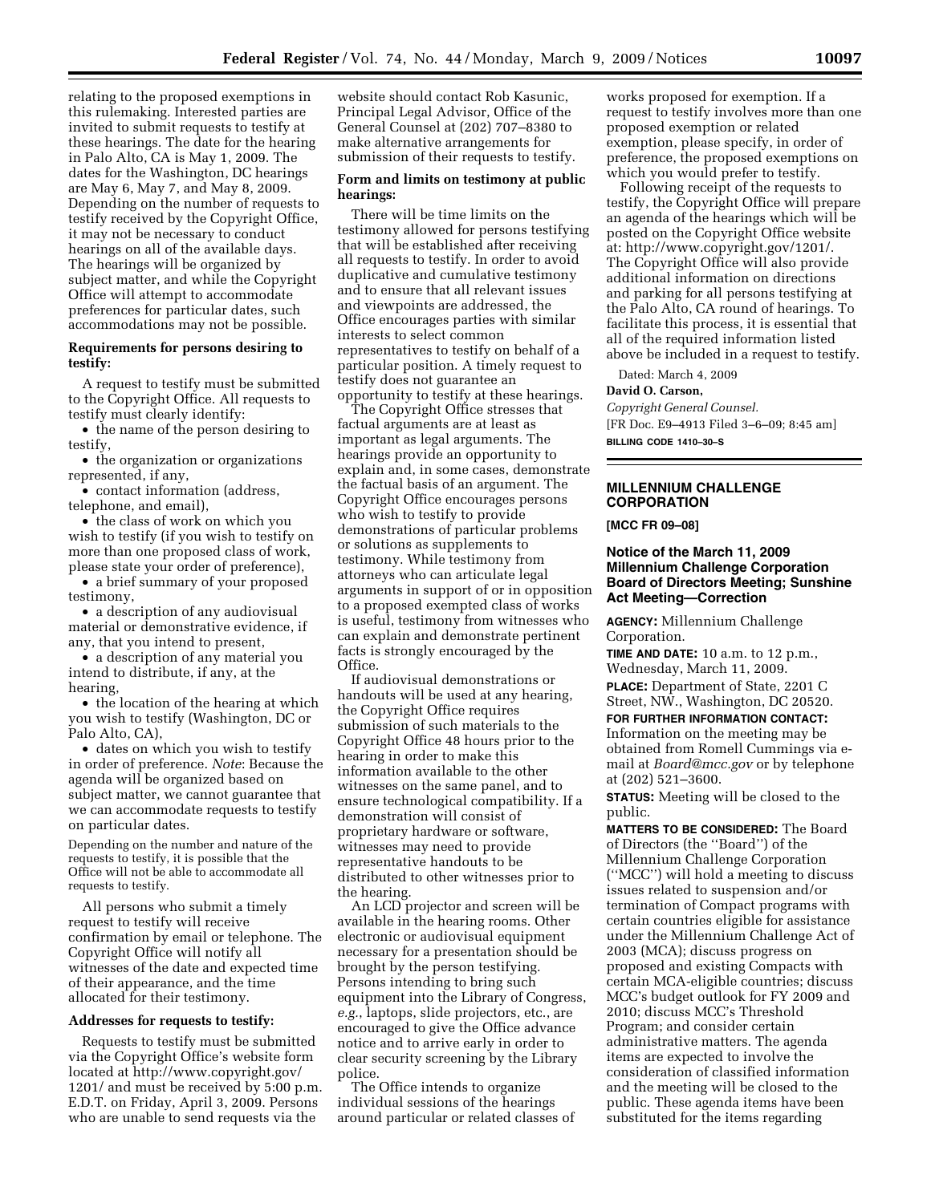relating to the proposed exemptions in this rulemaking. Interested parties are invited to submit requests to testify at these hearings. The date for the hearing in Palo Alto, CA is May 1, 2009. The dates for the Washington, DC hearings are May 6, May 7, and May 8, 2009. Depending on the number of requests to testify received by the Copyright Office, it may not be necessary to conduct hearings on all of the available days. The hearings will be organized by subject matter, and while the Copyright Office will attempt to accommodate preferences for particular dates, such accommodations may not be possible.

**Requirements for persons desiring to testify:**

A request to testify must be submitted to the Copyright Office. All requests to testify must clearly identify:

- the name of the person desiring to testify,
- the organization or organizations represented, if any,
- contact information (address, telephone, and email),
- the class of work on which you wish to testify (if you wish to testify on more than one proposed class of work, please state your order of preference),
- a brief summary of your proposed testimony,
- a description of any audiovisual material or demonstrative evidence, if any, that you intend to present,
- a description of any material you intend to distribute, if any, at the hearing,
- the location of the hearing at which you wish to testify (Washington, DC or Palo Alto, CA),
- dates on which you wish to testify in order of preference. *Note*: Because the agenda will be organized based on subject matter, we cannot guarantee that we can accommodate requests to testify on particular dates.

Depending on the number and nature of the requests to testify, it is possible that the Office will not be able to accommodate all requests to testify.

All persons who submit a timely request to testify will receive confirmation by email or telephone. The Copyright Office will notify all witnesses of the date and expected time of their appearance, and the time allocated for their testimony.

**Addresses for requests to testify:**

Requests to testify must be submitted via the Copyright Office's website form located at http://www.copyright.gov/1201/ and must be received by 5:00 p.m. E.D.T. on Friday, April 3, 2009. Persons who are unable to send requests via the website should contact Rob Kasunic, Principal Legal Advisor, Office of the General Counsel at (202) 707–8380 to make alternative arrangements for submission of their requests to testify.

**Form and limits on testimony at public hearings:**

There will be time limits on the testimony allowed for persons testifying that will be established after receiving all requests to testify. In order to avoid duplicative and cumulative testimony and to ensure that all relevant issues and viewpoints are addressed, the Office encourages parties with similar interests to select common representatives to testify on behalf of a particular position. A timely request to testify does not guarantee an opportunity to testify at these hearings.

The Copyright Office stresses that factual arguments are at least as important as legal arguments. The hearings provide an opportunity to explain and, in some cases, demonstrate the factual basis of an argument. The Copyright Office encourages persons who wish to testify to provide demonstrations of particular problems or solutions as supplements to testimony. While testimony from attorneys who can articulate legal arguments in support of or in opposition to a proposed exempted class of works is useful, testimony from witnesses who can explain and demonstrate pertinent facts is strongly encouraged by the Office.

If audiovisual demonstrations or handouts will be used at any hearing, the Copyright Office requires submission of such materials to the Copyright Office 48 hours prior to the hearing in order to make this information available to the other witnesses on the same panel, and to ensure technological compatibility. If a demonstration will consist of proprietary hardware or software, witnesses may need to provide representative handouts to be distributed to other witnesses prior to the hearing.

An LCD projector and screen will be available in the hearing rooms. Other electronic or audiovisual equipment necessary for a presentation should be brought by the person testifying. Persons intending to bring such equipment into the Library of Congress, *e.g.*, laptops, slide projectors, etc., are encouraged to give the Office advance notice and to arrive early in order to clear security screening by the Library police.

The Office intends to organize individual sessions of the hearings around particular or related classes of works proposed for exemption. If a request to testify involves more than one proposed exemption or related exemption, please specify, in order of preference, the proposed exemptions on which you would prefer to testify.

Following receipt of the requests to testify, the Copyright Office will prepare an agenda of the hearings which will be posted on the Copyright Office website at: http://www.copyright.gov/1201/. The Copyright Office will also provide additional information on directions and parking for all persons testifying at the Palo Alto, CA round of hearings. To facilitate this process, it is essential that all of the required information listed above be included in a request to testify.

Dated: March 4, 2009

**David O. Carson,**

*Copyright General Counsel.*

[FR Doc. E9–4913 Filed 3–6–09; 8:45 am]

**BILLING CODE 1410–30–S**

## MILLENNIUM CHALLENGE CORPORATION

**[MCC FR 09–08]**

### Notice of the March 11, 2009 Millennium Challenge Corporation Board of Directors Meeting; Sunshine Act Meeting—Correction

**AGENCY:** Millennium Challenge Corporation.

**TIME AND DATE:** 10 a.m. to 12 p.m., Wednesday, March 11, 2009.

**PLACE:** Department of State, 2201 C Street, NW., Washington, DC 20520.

**FOR FURTHER INFORMATION CONTACT:** Information on the meeting may be obtained from Romell Cummings via e-mail at *Board@mcc.gov* or by telephone at (202) 521–3600.

**STATUS:** Meeting will be closed to the public.

**MATTERS TO BE CONSIDERED:** The Board of Directors (the ''Board'') of the Millennium Challenge Corporation (''MCC'') will hold a meeting to discuss issues related to suspension and/or termination of Compact programs with certain countries eligible for assistance under the Millennium Challenge Act of 2003 (MCA); discuss progress on proposed and existing Compacts with certain MCA-eligible countries; discuss MCC's budget outlook for FY 2009 and 2010; discuss MCC's Threshold Program; and consider certain administrative matters. The agenda items are expected to involve the consideration of classified information and the meeting will be closed to the public. These agenda items have been substituted for the items regarding